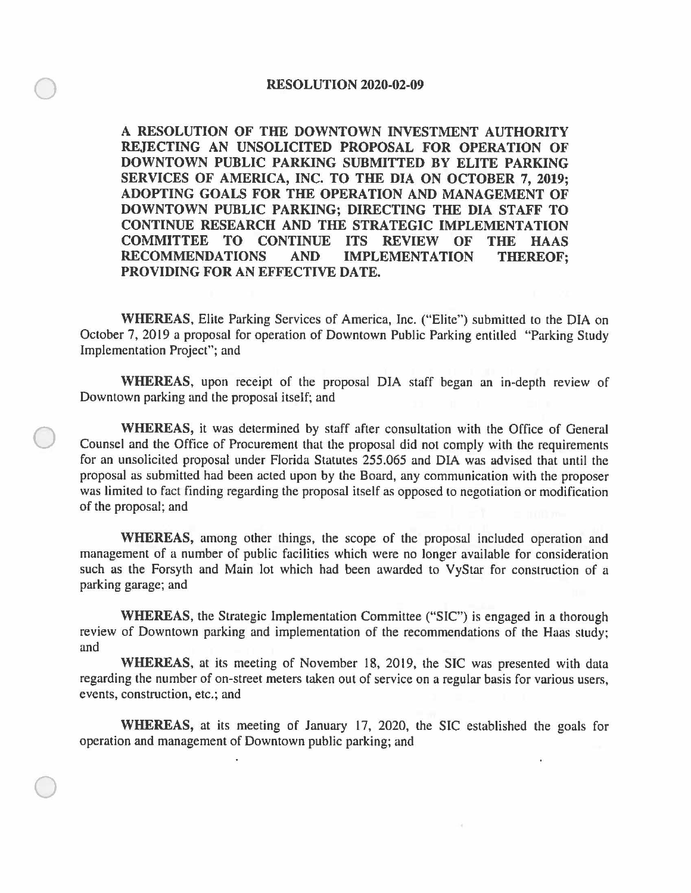# RESOLUTION 2020-02-09

**A RESOLUTION OF THE DOWNTOWN INVESTMENT AUTHORITY REJECTING AN UNSOLICITED PROPOSAL FOR OPERATION OF DOWNTOWN PUBLIC PARKING SUBMITTED BY ELITE PARKING SERVICES OF AMERICA, INC. TO THE DIA ON OCTOBER 7, 2019; ADOPTING GOALS FOR THE OPERATION AND MANAGEMENT OF DOWNTOWN PUBLIC PARKING; DIRECTING THE DIA STAFF TO CONTINUE RESEARCH AND THE STRATEGIC IMPLEMENTATION COMMITTEE TO CONTINUE ITS REVIEW OF THE HAAS RECOMMENDATIONS AND IMPLEMENTATION THEREOF; PROVIDING FOR AN EFFECTIVE DATE.**

**WHEREAS**, Elite Parking Services of America, Inc. ("Elite") submitted to the DIA on October 7, 2019 a proposal for operation of Downtown Public Parking entitled "Parking Study Implementation Project"; and

**WHEREAS**, upon receipt of the proposal DIA staff began an in-depth review of Downtown parking and the proposal itself; and

**WHEREAS,** it was determined by staff after consultation with the Office of General Counsel and the Office of Procurement that the proposal did not comply with the requirements for an unsolicited proposal under Florida Statutes 255.065 and DIA was advised that until the proposal as submitted had been acted upon by the Board, any communication with the proposer was limited to fact finding regarding the proposal itself as opposed to negotiation or modification of the proposal; and

**WHEREAS,** among other things, the scope of the proposal included operation and management of a number of public facilities which were no longer available for consideration such as the Forsyth and Main lot which had been awarded to VyStar for construction of a parking garage; and

**WHEREAS**, the Strategic Implementation Committee ("SIC") is engaged in a thorough review of Downtown parking and implementation of the recommendations of the Haas study; and

**WHEREAS**, at its meeting of November 18, 2019, the SIC was presented with data regarding the number of on-street meters taken out of service on a regular basis for various users, events, construction, etc.; and

**WHEREAS,** at its meeting of January 17, 2020, the SIC established the goals for operation and management of Downtown public parking; and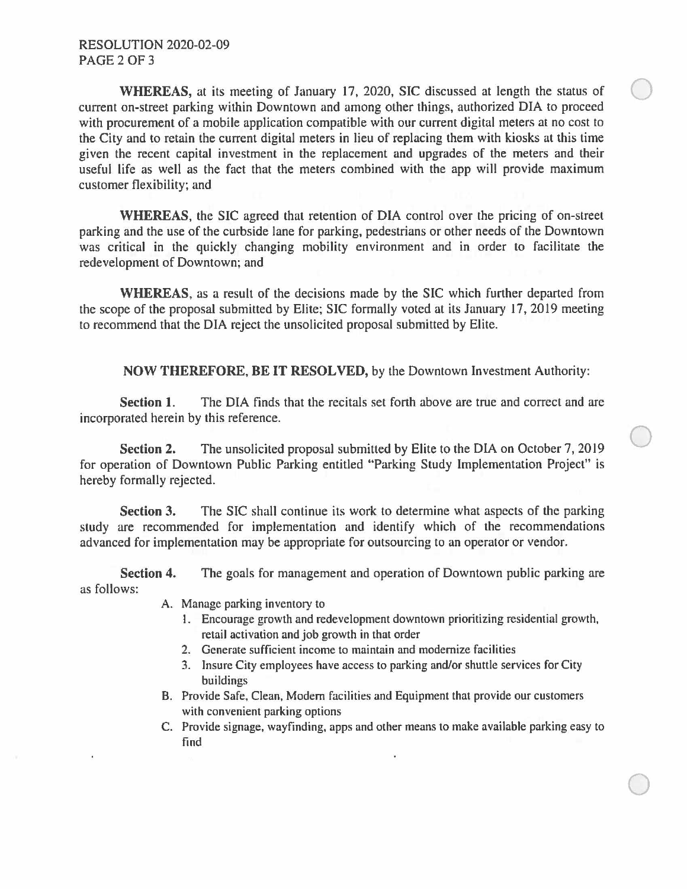RESOLUTION 2020-02-09

**WHEREAS,** at its meeting of January 17, 2020, SIC discussed at length the status of current on-street parking within Downtown and among other things, authorized DIA to proceed with procurement of a mobile application compatible with our current digital meters at no cost to the City and to retain the current digital meters in lieu of replacing them with kiosks at this time given the recent capital investment in the replacement and upgrades of the meters and their useful life as well as the fact that the meters combined with the app will provide maximum customer flexibility; and

**WHEREAS**, the SIC agreed that retention of DIA control over the pricing of on-street parking and the use of the curbside lane for parking, pedestrians or other needs of the Downtown was critical in the quickly changing mobility environment and in order to facilitate the redevelopment of Downtown; and

**WHEREAS**, as a result of the decisions made by the SIC which further departed from the scope of the proposal submitted by Elite; SIC formally voted at its January 17, 2019 meeting to recommend that the DIA reject the unsolicited proposal submitted by Elite.

**NOW THEREFORE, BE IT RESOLVED,** by the Downtown Investment Authority:

**Section 1.** The DIA finds that the recitals set forth above are true and correct and are incorporated herein by this reference.

**Section 2.** The unsolicited proposal submitted by Elite to the DIA on October 7, 2019 for operation of Downtown Public Parking entitled "Parking Study Implementation Project" is hereby formally rejected.

**Section 3.** The SIC shall continue its work to determine what aspects of the parking study are recommended for implementation and identify which of the recommendations advanced for implementation may be appropriate for outsourcing to an operator or vendor.

**Section 4.** The goals for management and operation of Downtown public parking are as follows:

A. Manage parking inventory to
   1. Encourage growth and redevelopment downtown prioritizing residential growth, retail activation and job growth in that order
   2. Generate sufficient income to maintain and modernize facilities
   3. Insure City employees have access to parking and/or shuttle services for City buildings

B. Provide Safe, Clean, Modern facilities and Equipment that provide our customers with convenient parking options

C. Provide signage, wayfinding, apps and other means to make available parking easy to find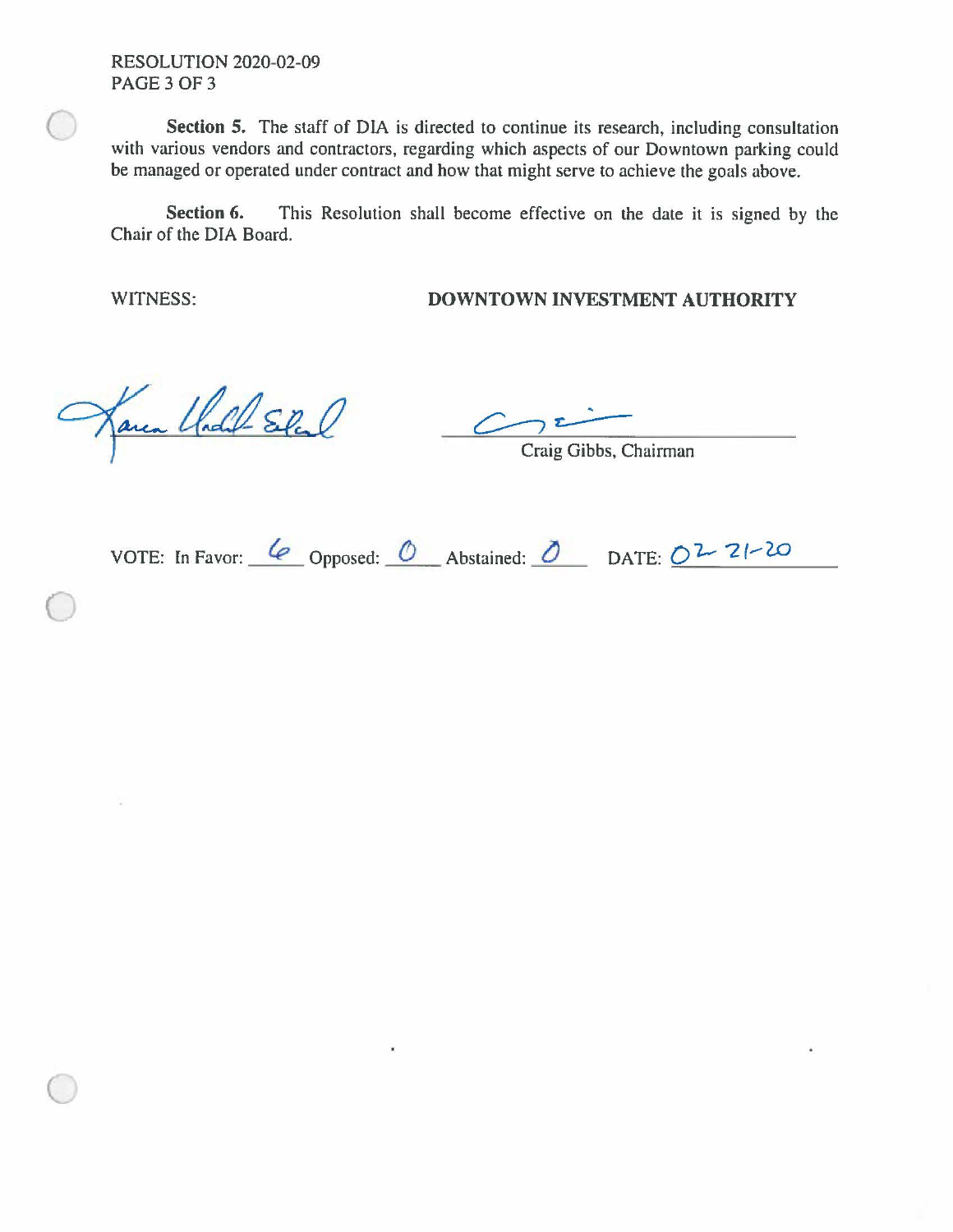**Section 5.** The staff of DIA is directed to continue its research, including consultation with various vendors and contractors, regarding which aspects of our Downtown parking could be managed or operated under contract and how that might serve to achieve the goals above.

**Section 6.** This Resolution shall become effective on the date it is signed by the Chair of the DIA Board.

WITNESS:

**DOWNTOWN INVESTMENT AUTHORITY**

Craig Gibbs, Chairman

VOTE: In Favor: 6 Opposed: 0 Abstained: 0 DATE: 02-21-20